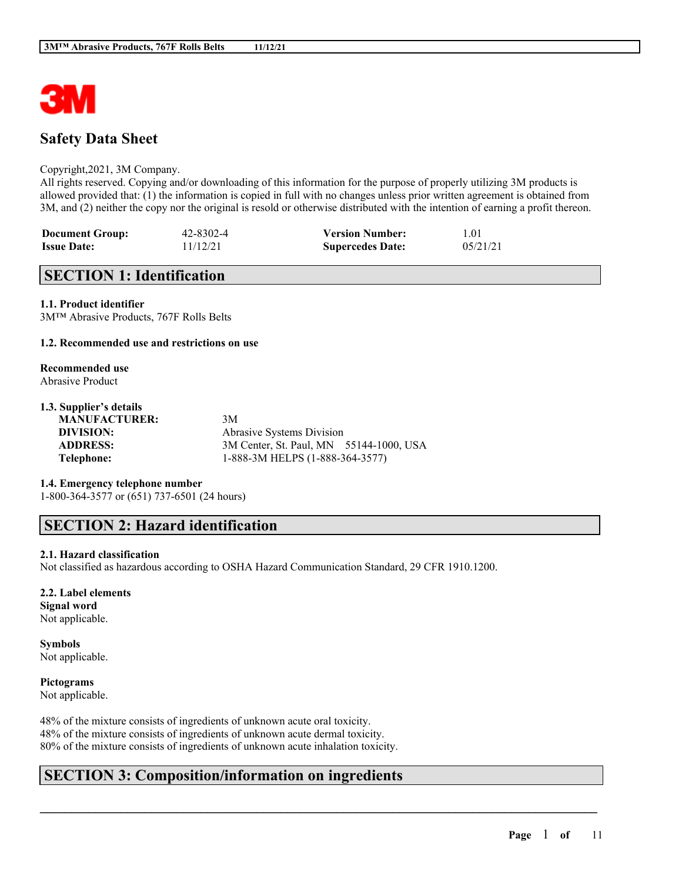# Safety Data Sheet

Copyright,2021, 3M Company.
All rights reserved. Copying and/or downloading of this information for the purpose of properly utilizing 3M products is allowed provided that: (1) the information is copied in full with no changes unless prior written agreement is obtained from 3M, and (2) neither the copy nor the original is resold or otherwise distributed with the intention of earning a profit thereon.

| | | | |
|---|---|---|---|
| **Document Group:** | 42-8302-4 | **Version Number:** | 1.01 |
| **Issue Date:** | 11/12/21 | **Supercedes Date:** | 05/21/21 |

## SECTION 1: Identification

### 1.1. Product identifier

3M™ Abrasive Products, 767F Rolls Belts

### 1.2. Recommended use and restrictions on use

**Recommended use**
Abrasive Product

### 1.3. Supplier's details

| | |
|---|---|
| **MANUFACTURER:** | 3M |
| **DIVISION:** | Abrasive Systems Division |
| **ADDRESS:** | 3M Center, St. Paul, MN 55144-1000, USA |
| **Telephone:** | 1-888-3M HELPS (1-888-364-3577) |

### 1.4. Emergency telephone number

1-800-364-3577 or (651) 737-6501 (24 hours)

## SECTION 2: Hazard identification

### 2.1. Hazard classification

Not classified as hazardous according to OSHA Hazard Communication Standard, 29 CFR 1910.1200.

### 2.2. Label elements

**Signal word**
Not applicable.

**Symbols**
Not applicable.

**Pictograms**
Not applicable.

48% of the mixture consists of ingredients of unknown acute oral toxicity.
48% of the mixture consists of ingredients of unknown acute dermal toxicity.
80% of the mixture consists of ingredients of unknown acute inhalation toxicity.

## SECTION 3: Composition/information on ingredients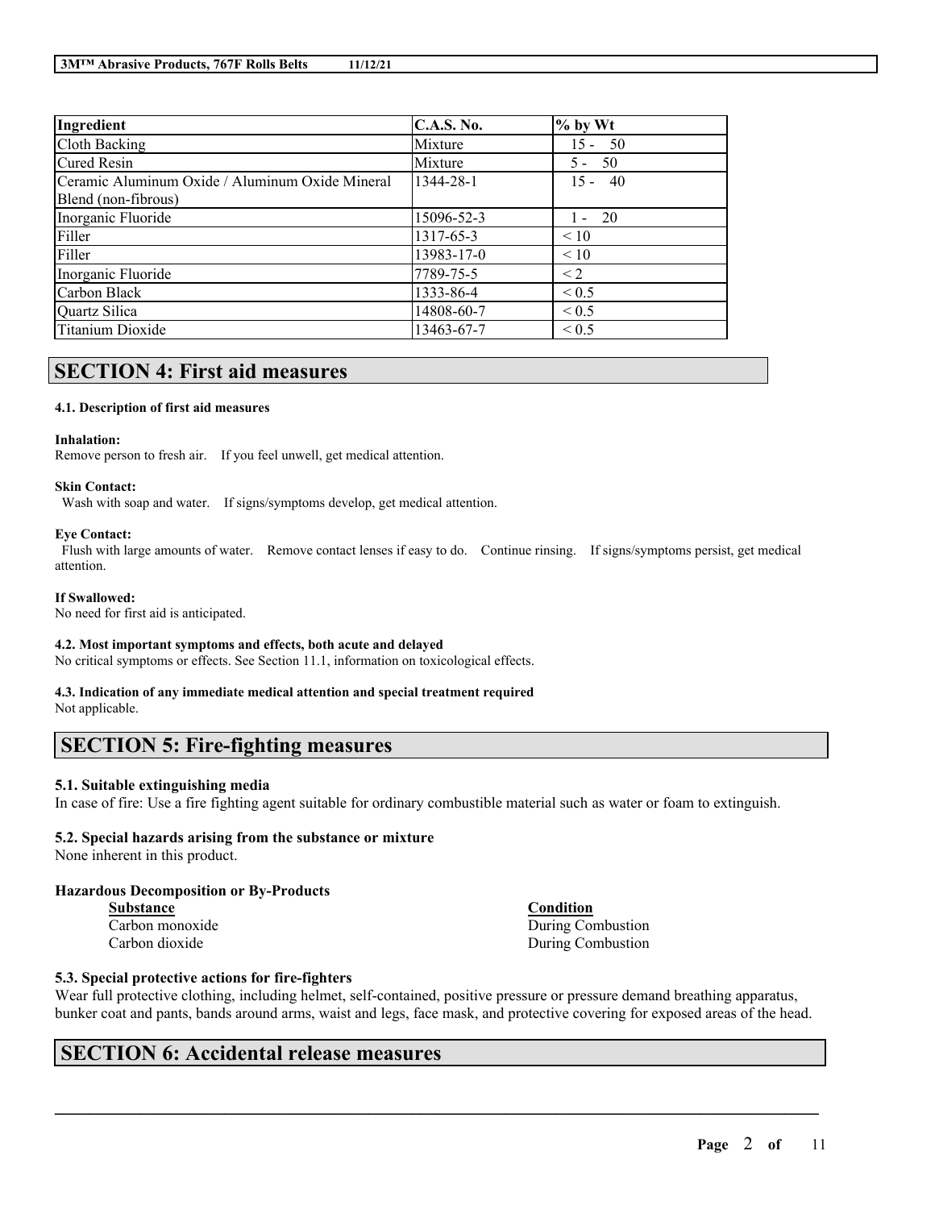| Ingredient | C.A.S. No. | % by Wt |
|---|---|---|
| Cloth Backing | Mixture | 15 - 50 |
| Cured Resin | Mixture | 5 - 50 |
| Ceramic Aluminum Oxide / Aluminum Oxide Mineral Blend (non-fibrous) | 1344-28-1 | 15 - 40 |
| Inorganic Fluoride | 15096-52-3 | 1 - 20 |
| Filler | 1317-65-3 | < 10 |
| Filler | 13983-17-0 | < 10 |
| Inorganic Fluoride | 7789-75-5 | < 2 |
| Carbon Black | 1333-86-4 | < 0.5 |
| Quartz Silica | 14808-60-7 | < 0.5 |
| Titanium Dioxide | 13463-67-7 | < 0.5 |

# SECTION 4: First aid measures

### 4.1. Description of first aid measures

**Inhalation:**
Remove person to fresh air. If you feel unwell, get medical attention.

**Skin Contact:**
Wash with soap and water. If signs/symptoms develop, get medical attention.

**Eye Contact:**
Flush with large amounts of water. Remove contact lenses if easy to do. Continue rinsing. If signs/symptoms persist, get medical attention.

**If Swallowed:**
No need for first aid is anticipated.

### 4.2. Most important symptoms and effects, both acute and delayed

No critical symptoms or effects. See Section 11.1, information on toxicological effects.

### 4.3. Indication of any immediate medical attention and special treatment required

Not applicable.

# SECTION 5: Fire-fighting measures

### 5.1. Suitable extinguishing media

In case of fire: Use a fire fighting agent suitable for ordinary combustible material such as water or foam to extinguish.

### 5.2. Special hazards arising from the substance or mixture

None inherent in this product.

**Hazardous Decomposition or By-Products**

| Substance | Condition |
|---|---|
| Carbon monoxide | During Combustion |
| Carbon dioxide | During Combustion |

### 5.3. Special protective actions for fire-fighters

Wear full protective clothing, including helmet, self-contained, positive pressure or pressure demand breathing apparatus, bunker coat and pants, bands around arms, waist and legs, face mask, and protective covering for exposed areas of the head.

# SECTION 6: Accidental release measures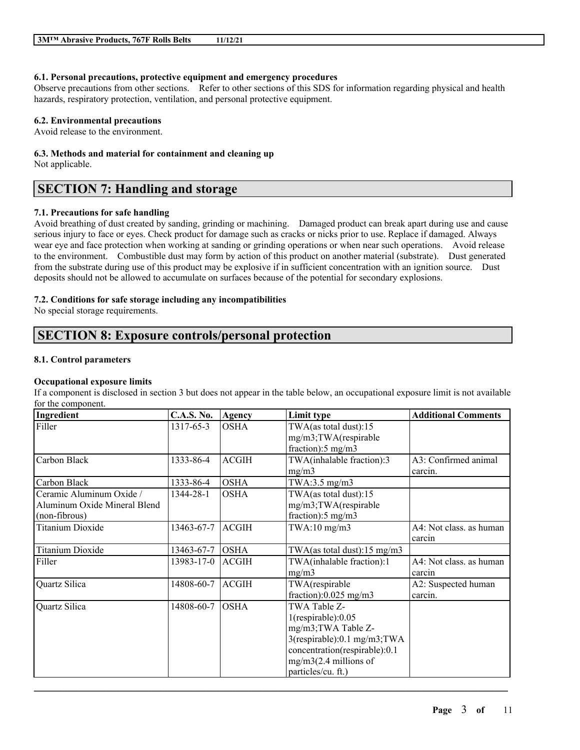#### 6.1. Personal precautions, protective equipment and emergency procedures

Observe precautions from other sections. Refer to other sections of this SDS for information regarding physical and health hazards, respiratory protection, ventilation, and personal protective equipment.

#### 6.2. Environmental precautions

Avoid release to the environment.

#### 6.3. Methods and material for containment and cleaning up

Not applicable.

## SECTION 7: Handling and storage

#### 7.1. Precautions for safe handling

Avoid breathing of dust created by sanding, grinding or machining. Damaged product can break apart during use and cause serious injury to face or eyes. Check product for damage such as cracks or nicks prior to use. Replace if damaged. Always wear eye and face protection when working at sanding or grinding operations or when near such operations. Avoid release to the environment. Combustible dust may form by action of this product on another material (substrate). Dust generated from the substrate during use of this product may be explosive if in sufficient concentration with an ignition source. Dust deposits should not be allowed to accumulate on surfaces because of the potential for secondary explosions.

#### 7.2. Conditions for safe storage including any incompatibilities

No special storage requirements.

## SECTION 8: Exposure controls/personal protection

#### 8.1. Control parameters

**Occupational exposure limits**

If a component is disclosed in section 3 but does not appear in the table below, an occupational exposure limit is not available for the component.

| Ingredient | C.A.S. No. | Agency | Limit type | Additional Comments |
|---|---|---|---|---|
| Filler | 1317-65-3 | OSHA | TWA(as total dust):15 mg/m3;TWA(respirable fraction):5 mg/m3 | |
| Carbon Black | 1333-86-4 | ACGIH | TWA(inhalable fraction):3 mg/m3 | A3: Confirmed animal carcin. |
| Carbon Black | 1333-86-4 | OSHA | TWA:3.5 mg/m3 | |
| Ceramic Aluminum Oxide / Aluminum Oxide Mineral Blend (non-fibrous) | 1344-28-1 | OSHA | TWA(as total dust):15 mg/m3;TWA(respirable fraction):5 mg/m3 | |
| Titanium Dioxide | 13463-67-7 | ACGIH | TWA:10 mg/m3 | A4: Not class. as human carcin |
| Titanium Dioxide | 13463-67-7 | OSHA | TWA(as total dust):15 mg/m3 | |
| Filler | 13983-17-0 | ACGIH | TWA(inhalable fraction):1 mg/m3 | A4: Not class. as human carcin |
| Quartz Silica | 14808-60-7 | ACGIH | TWA(respirable fraction):0.025 mg/m3 | A2: Suspected human carcin. |
| Quartz Silica | 14808-60-7 | OSHA | TWA Table Z-1(respirable):0.05 mg/m3;TWA Table Z-3(respirable):0.1 mg/m3;TWA concentration(respirable):0.1 mg/m3(2.4 millions of particles/cu. ft.) | |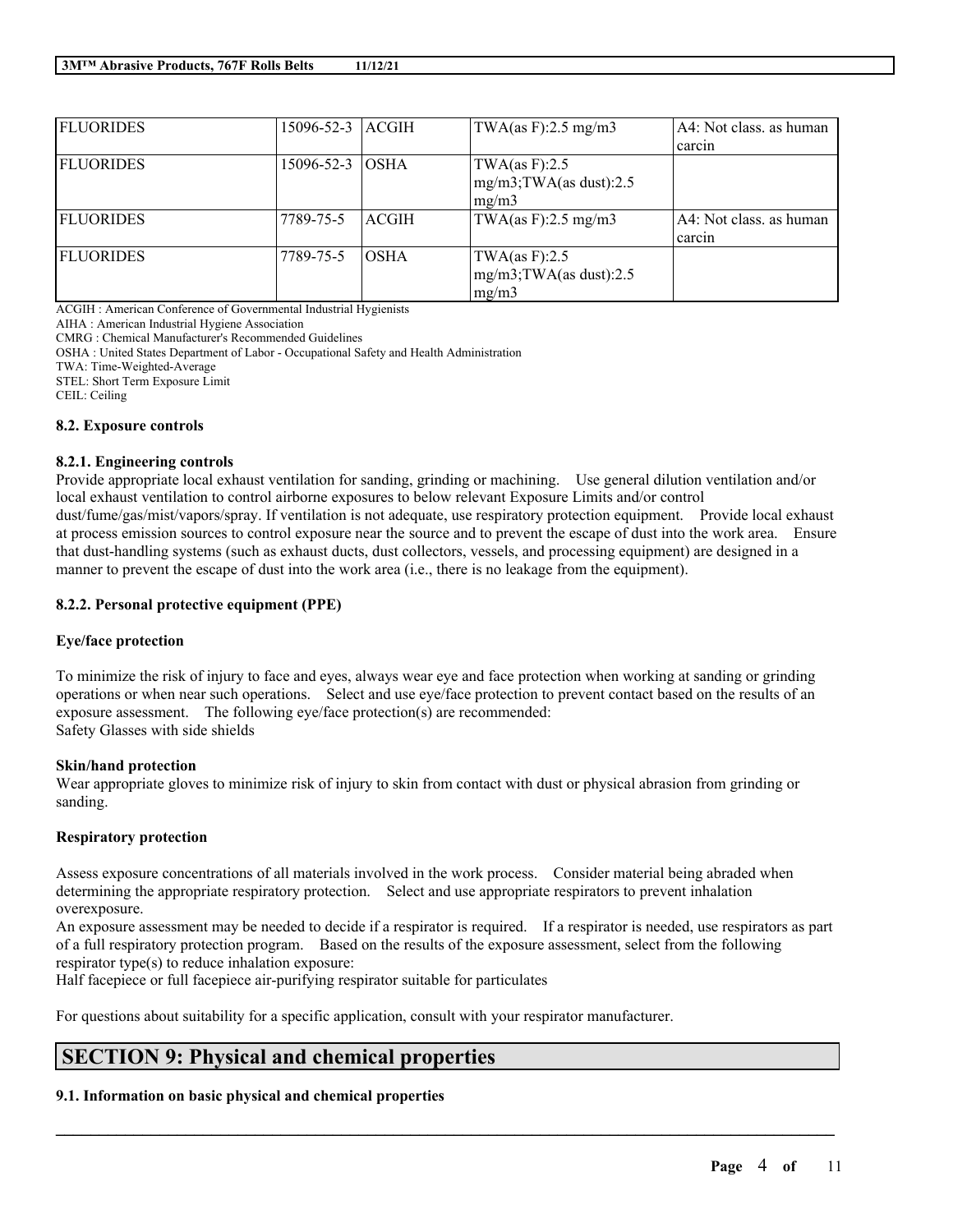| FLUORIDES | 15096-52-3 | ACGIH | TWA(as F):2.5 mg/m3 | A4: Not class. as human carcin |
|---|---|---|---|---|
| FLUORIDES | 15096-52-3 | OSHA | TWA(as F):2.5 mg/m3;TWA(as dust):2.5 mg/m3 | |
| FLUORIDES | 7789-75-5 | ACGIH | TWA(as F):2.5 mg/m3 | A4: Not class. as human carcin |
| FLUORIDES | 7789-75-5 | OSHA | TWA(as F):2.5 mg/m3;TWA(as dust):2.5 mg/m3 | |

ACGIH : American Conference of Governmental Industrial Hygienists
AIHA : American Industrial Hygiene Association
CMRG : Chemical Manufacturer's Recommended Guidelines
OSHA : United States Department of Labor - Occupational Safety and Health Administration
TWA: Time-Weighted-Average
STEL: Short Term Exposure Limit
CEIL: Ceiling

### 8.2. Exposure controls

#### 8.2.1. Engineering controls

Provide appropriate local exhaust ventilation for sanding, grinding or machining. Use general dilution ventilation and/or local exhaust ventilation to control airborne exposures to below relevant Exposure Limits and/or control dust/fume/gas/mist/vapors/spray. If ventilation is not adequate, use respiratory protection equipment. Provide local exhaust at process emission sources to control exposure near the source and to prevent the escape of dust into the work area. Ensure that dust-handling systems (such as exhaust ducts, dust collectors, vessels, and processing equipment) are designed in a manner to prevent the escape of dust into the work area (i.e., there is no leakage from the equipment).

#### 8.2.2. Personal protective equipment (PPE)

**Eye/face protection**

To minimize the risk of injury to face and eyes, always wear eye and face protection when working at sanding or grinding operations or when near such operations. Select and use eye/face protection to prevent contact based on the results of an exposure assessment. The following eye/face protection(s) are recommended:
Safety Glasses with side shields

**Skin/hand protection**

Wear appropriate gloves to minimize risk of injury to skin from contact with dust or physical abrasion from grinding or sanding.

**Respiratory protection**

Assess exposure concentrations of all materials involved in the work process. Consider material being abraded when determining the appropriate respiratory protection. Select and use appropriate respirators to prevent inhalation overexposure.
An exposure assessment may be needed to decide if a respirator is required. If a respirator is needed, use respirators as part of a full respiratory protection program. Based on the results of the exposure assessment, select from the following respirator type(s) to reduce inhalation exposure:
Half facepiece or full facepiece air-purifying respirator suitable for particulates

For questions about suitability for a specific application, consult with your respirator manufacturer.

## SECTION 9: Physical and chemical properties

### 9.1. Information on basic physical and chemical properties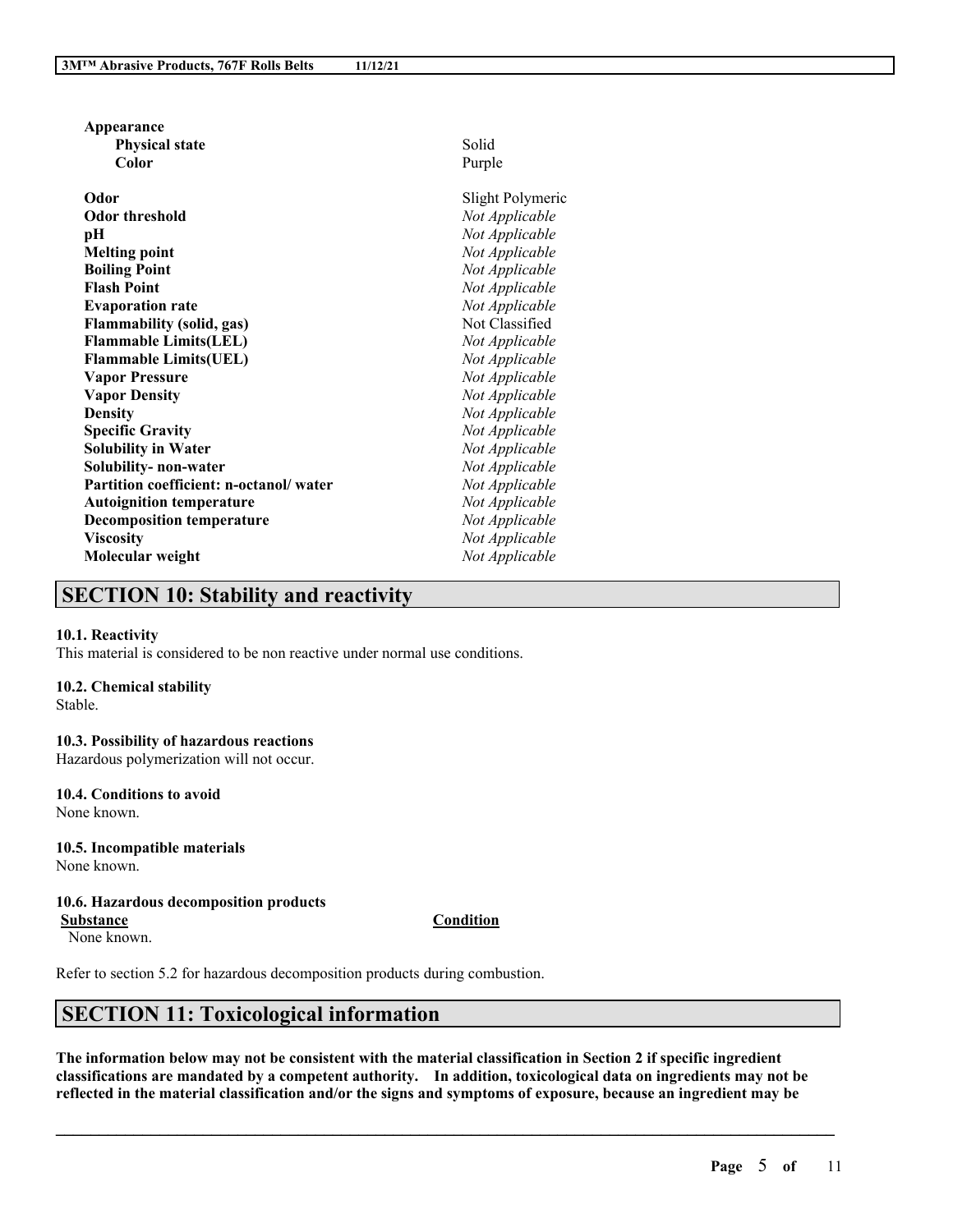| Property | Value |
| --- | --- |
| **Appearance** | |
| **Physical state** | Solid |
| **Color** | Purple |
| **Odor** | Slight Polymeric |
| **Odor threshold** | *Not Applicable* |
| **pH** | *Not Applicable* |
| **Melting point** | *Not Applicable* |
| **Boiling Point** | *Not Applicable* |
| **Flash Point** | *Not Applicable* |
| **Evaporation rate** | *Not Applicable* |
| **Flammability (solid, gas)** | Not Classified |
| **Flammable Limits(LEL)** | *Not Applicable* |
| **Flammable Limits(UEL)** | *Not Applicable* |
| **Vapor Pressure** | *Not Applicable* |
| **Vapor Density** | *Not Applicable* |
| **Density** | *Not Applicable* |
| **Specific Gravity** | *Not Applicable* |
| **Solubility in Water** | *Not Applicable* |
| **Solubility- non-water** | *Not Applicable* |
| **Partition coefficient: n-octanol/ water** | *Not Applicable* |
| **Autoignition temperature** | *Not Applicable* |
| **Decomposition temperature** | *Not Applicable* |
| **Viscosity** | *Not Applicable* |
| **Molecular weight** | *Not Applicable* |

## SECTION 10: Stability and reactivity

**10.1. Reactivity**
This material is considered to be non reactive under normal use conditions.

**10.2. Chemical stability**
Stable.

**10.3. Possibility of hazardous reactions**
Hazardous polymerization will not occur.

**10.4. Conditions to avoid**
None known.

**10.5. Incompatible materials**
None known.

**10.6. Hazardous decomposition products**

| Substance | Condition |
| --- | --- |
| None known. | |

Refer to section 5.2 for hazardous decomposition products during combustion.

## SECTION 11: Toxicological information

**The information below may not be consistent with the material classification in Section 2 if specific ingredient classifications are mandated by a competent authority. In addition, toxicological data on ingredients may not be reflected in the material classification and/or the signs and symptoms of exposure, because an ingredient may be**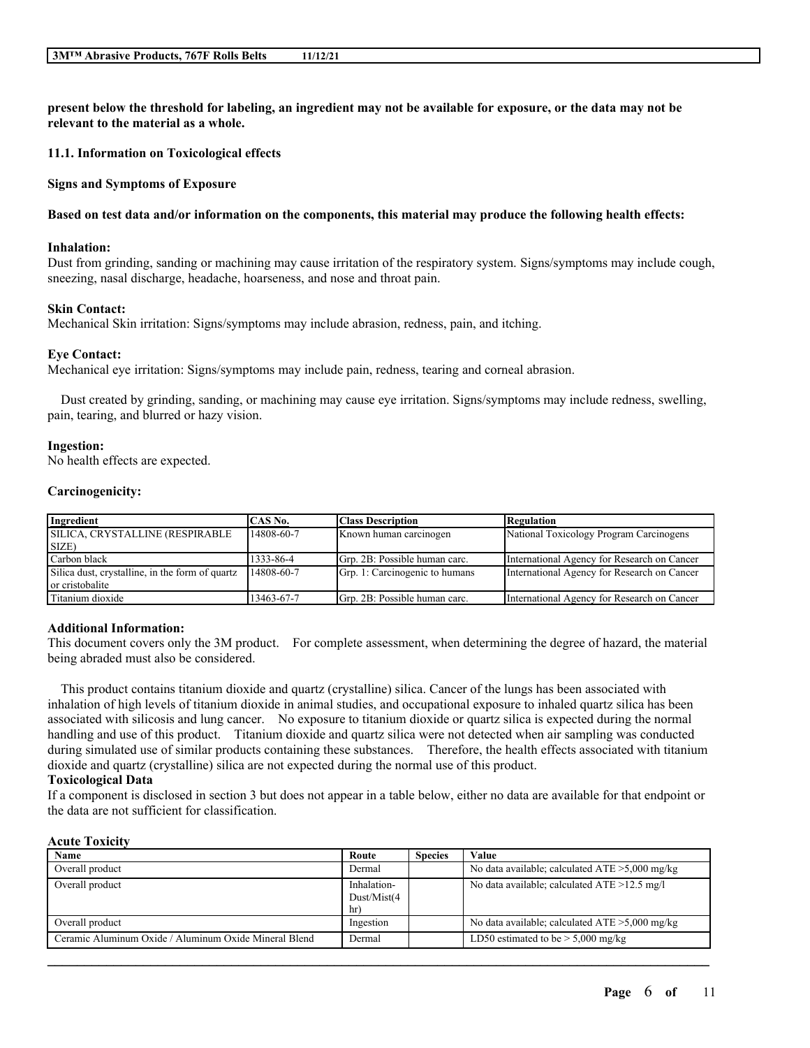**present below the threshold for labeling, an ingredient may not be available for exposure, or the data may not be relevant to the material as a whole.**

### 11.1. Information on Toxicological effects

**Signs and Symptoms of Exposure**

**Based on test data and/or information on the components, this material may produce the following health effects:**

**Inhalation:**
Dust from grinding, sanding or machining may cause irritation of the respiratory system. Signs/symptoms may include cough, sneezing, nasal discharge, headache, hoarseness, and nose and throat pain.

**Skin Contact:**
Mechanical Skin irritation: Signs/symptoms may include abrasion, redness, pain, and itching.

**Eye Contact:**
Mechanical eye irritation: Signs/symptoms may include pain, redness, tearing and corneal abrasion.

Dust created by grinding, sanding, or machining may cause eye irritation. Signs/symptoms may include redness, swelling, pain, tearing, and blurred or hazy vision.

**Ingestion:**
No health effects are expected.

**Carcinogenicity:**

| Ingredient | CAS No. | Class Description | Regulation |
|---|---|---|---|
| SILICA, CRYSTALLINE (RESPIRABLE SIZE) | 14808-60-7 | Known human carcinogen | National Toxicology Program Carcinogens |
| Carbon black | 1333-86-4 | Grp. 2B: Possible human carc. | International Agency for Research on Cancer |
| Silica dust, crystalline, in the form of quartz or cristobalite | 14808-60-7 | Grp. 1: Carcinogenic to humans | International Agency for Research on Cancer |
| Titanium dioxide | 13463-67-7 | Grp. 2B: Possible human carc. | International Agency for Research on Cancer |

**Additional Information:**
This document covers only the 3M product. For complete assessment, when determining the degree of hazard, the material being abraded must also be considered.

This product contains titanium dioxide and quartz (crystalline) silica. Cancer of the lungs has been associated with inhalation of high levels of titanium dioxide in animal studies, and occupational exposure to inhaled quartz silica has been associated with silicosis and lung cancer. No exposure to titanium dioxide or quartz silica is expected during the normal handling and use of this product. Titanium dioxide and quartz silica were not detected when air sampling was conducted during simulated use of similar products containing these substances. Therefore, the health effects associated with titanium dioxide and quartz (crystalline) silica are not expected during the normal use of this product.

**Toxicological Data**
If a component is disclosed in section 3 but does not appear in a table below, either no data are available for that endpoint or the data are not sufficient for classification.

**Acute Toxicity**

| Name | Route | Species | Value |
|---|---|---|---|
| Overall product | Dermal | | No data available; calculated ATE >5,000 mg/kg |
| Overall product | Inhalation-Dust/Mist(4 hr) | | No data available; calculated ATE >12.5 mg/l |
| Overall product | Ingestion | | No data available; calculated ATE >5,000 mg/kg |
| Ceramic Aluminum Oxide / Aluminum Oxide Mineral Blend | Dermal | | LD50 estimated to be > 5,000 mg/kg |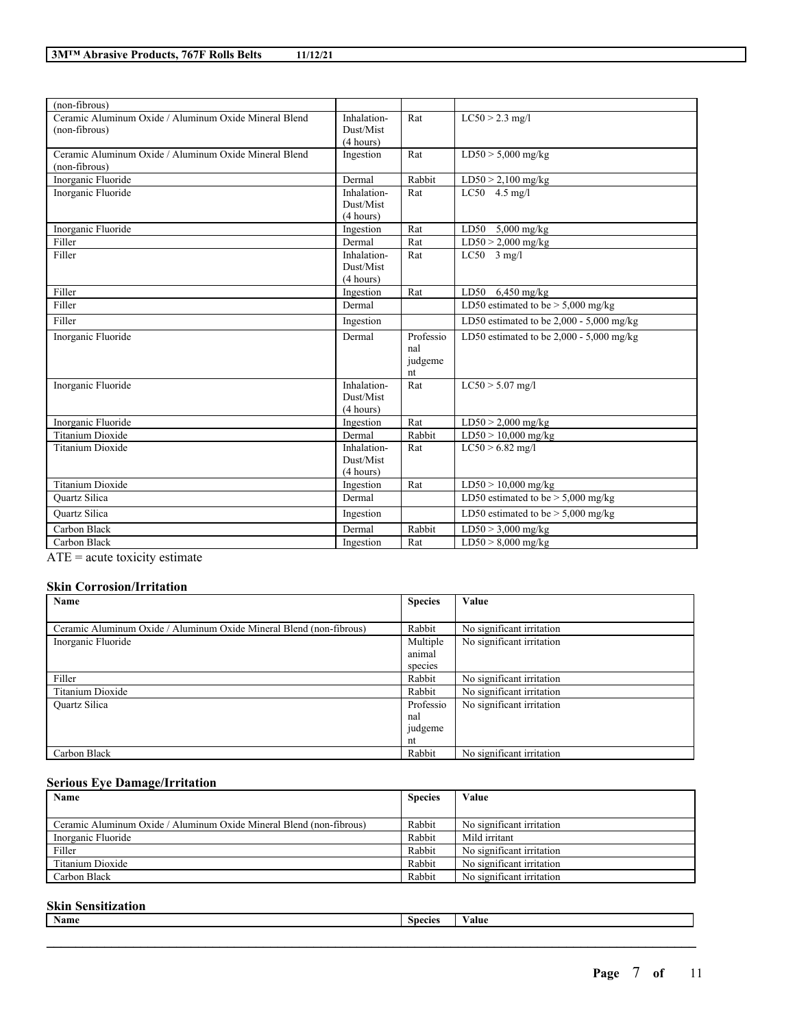| | | | |
|---|---|---|---|
| (non-fibrous) | | | |
| Ceramic Aluminum Oxide / Aluminum Oxide Mineral Blend (non-fibrous) | Inhalation-Dust/Mist (4 hours) | Rat | LC50 > 2.3 mg/l |
| Ceramic Aluminum Oxide / Aluminum Oxide Mineral Blend (non-fibrous) | Ingestion | Rat | LD50 > 5,000 mg/kg |
| Inorganic Fluoride | Dermal | Rabbit | LD50 > 2,100 mg/kg |
| Inorganic Fluoride | Inhalation-Dust/Mist (4 hours) | Rat | LC50 4.5 mg/l |
| Inorganic Fluoride | Ingestion | Rat | LD50 5,000 mg/kg |
| Filler | Dermal | Rat | LD50 > 2,000 mg/kg |
| Filler | Inhalation-Dust/Mist (4 hours) | Rat | LC50 3 mg/l |
| Filler | Ingestion | Rat | LD50 6,450 mg/kg |
| Filler | Dermal | | LD50 estimated to be > 5,000 mg/kg |
| Filler | Ingestion | | LD50 estimated to be 2,000 - 5,000 mg/kg |
| Inorganic Fluoride | Dermal | Professional judgement | LD50 estimated to be 2,000 - 5,000 mg/kg |
| Inorganic Fluoride | Inhalation-Dust/Mist (4 hours) | Rat | LC50 > 5.07 mg/l |
| Inorganic Fluoride | Ingestion | Rat | LD50 > 2,000 mg/kg |
| Titanium Dioxide | Dermal | Rabbit | LD50 > 10,000 mg/kg |
| Titanium Dioxide | Inhalation-Dust/Mist (4 hours) | Rat | LC50 > 6.82 mg/l |
| Titanium Dioxide | Ingestion | Rat | LD50 > 10,000 mg/kg |
| Quartz Silica | Dermal | | LD50 estimated to be > 5,000 mg/kg |
| Quartz Silica | Ingestion | | LD50 estimated to be > 5,000 mg/kg |
| Carbon Black | Dermal | Rabbit | LD50 > 3,000 mg/kg |
| Carbon Black | Ingestion | Rat | LD50 > 8,000 mg/kg |

ATE = acute toxicity estimate

### Skin Corrosion/Irritation

| Name | Species | Value |
|---|---|---|
| Ceramic Aluminum Oxide / Aluminum Oxide Mineral Blend (non-fibrous) | Rabbit | No significant irritation |
| Inorganic Fluoride | Multiple animal species | No significant irritation |
| Filler | Rabbit | No significant irritation |
| Titanium Dioxide | Rabbit | No significant irritation |
| Quartz Silica | Professional judgement | No significant irritation |
| Carbon Black | Rabbit | No significant irritation |

### Serious Eye Damage/Irritation

| Name | Species | Value |
|---|---|---|
| Ceramic Aluminum Oxide / Aluminum Oxide Mineral Blend (non-fibrous) | Rabbit | No significant irritation |
| Inorganic Fluoride | Rabbit | Mild irritant |
| Filler | Rabbit | No significant irritation |
| Titanium Dioxide | Rabbit | No significant irritation |
| Carbon Black | Rabbit | No significant irritation |

### Skin Sensitization

| Name | Species | Value |
|---|---|---|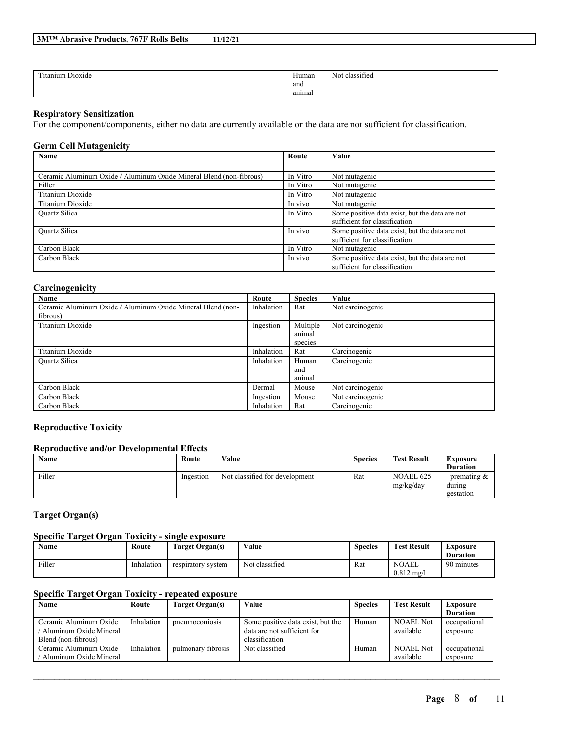| Titanium Dioxide | Human and animal | Not classified |
|---|---|---|

### Respiratory Sensitization

For the component/components, either no data are currently available or the data are not sufficient for classification.

### Germ Cell Mutagenicity

| Name | Route | Value |
|---|---|---|
| Ceramic Aluminum Oxide / Aluminum Oxide Mineral Blend (non-fibrous) | In Vitro | Not mutagenic |
| Filler | In Vitro | Not mutagenic |
| Titanium Dioxide | In Vitro | Not mutagenic |
| Titanium Dioxide | In vivo | Not mutagenic |
| Quartz Silica | In Vitro | Some positive data exist, but the data are not sufficient for classification |
| Quartz Silica | In vivo | Some positive data exist, but the data are not sufficient for classification |
| Carbon Black | In Vitro | Not mutagenic |
| Carbon Black | In vivo | Some positive data exist, but the data are not sufficient for classification |

### Carcinogenicity

| Name | Route | Species | Value |
|---|---|---|---|
| Ceramic Aluminum Oxide / Aluminum Oxide Mineral Blend (non-fibrous) | Inhalation | Rat | Not carcinogenic |
| Titanium Dioxide | Ingestion | Multiple animal species | Not carcinogenic |
| Titanium Dioxide | Inhalation | Rat | Carcinogenic |
| Quartz Silica | Inhalation | Human and animal | Carcinogenic |
| Carbon Black | Dermal | Mouse | Not carcinogenic |
| Carbon Black | Ingestion | Mouse | Not carcinogenic |
| Carbon Black | Inhalation | Rat | Carcinogenic |

### Reproductive Toxicity

#### Reproductive and/or Developmental Effects

| Name | Route | Value | Species | Test Result | Exposure Duration |
|---|---|---|---|---|---|
| Filler | Ingestion | Not classified for development | Rat | NOAEL 625 mg/kg/day | premating & during gestation |

### Target Organ(s)

#### Specific Target Organ Toxicity - single exposure

| Name | Route | Target Organ(s) | Value | Species | Test Result | Exposure Duration |
|---|---|---|---|---|---|---|
| Filler | Inhalation | respiratory system | Not classified | Rat | NOAEL 0.812 mg/l | 90 minutes |

#### Specific Target Organ Toxicity - repeated exposure

| Name | Route | Target Organ(s) | Value | Species | Test Result | Exposure Duration |
|---|---|---|---|---|---|---|
| Ceramic Aluminum Oxide / Aluminum Oxide Mineral Blend (non-fibrous) | Inhalation | pneumoconiosis | Some positive data exist, but the data are not sufficient for classification | Human | NOAEL Not available | occupational exposure |
| Ceramic Aluminum Oxide / Aluminum Oxide Mineral | Inhalation | pulmonary fibrosis | Not classified | Human | NOAEL Not available | occupational exposure |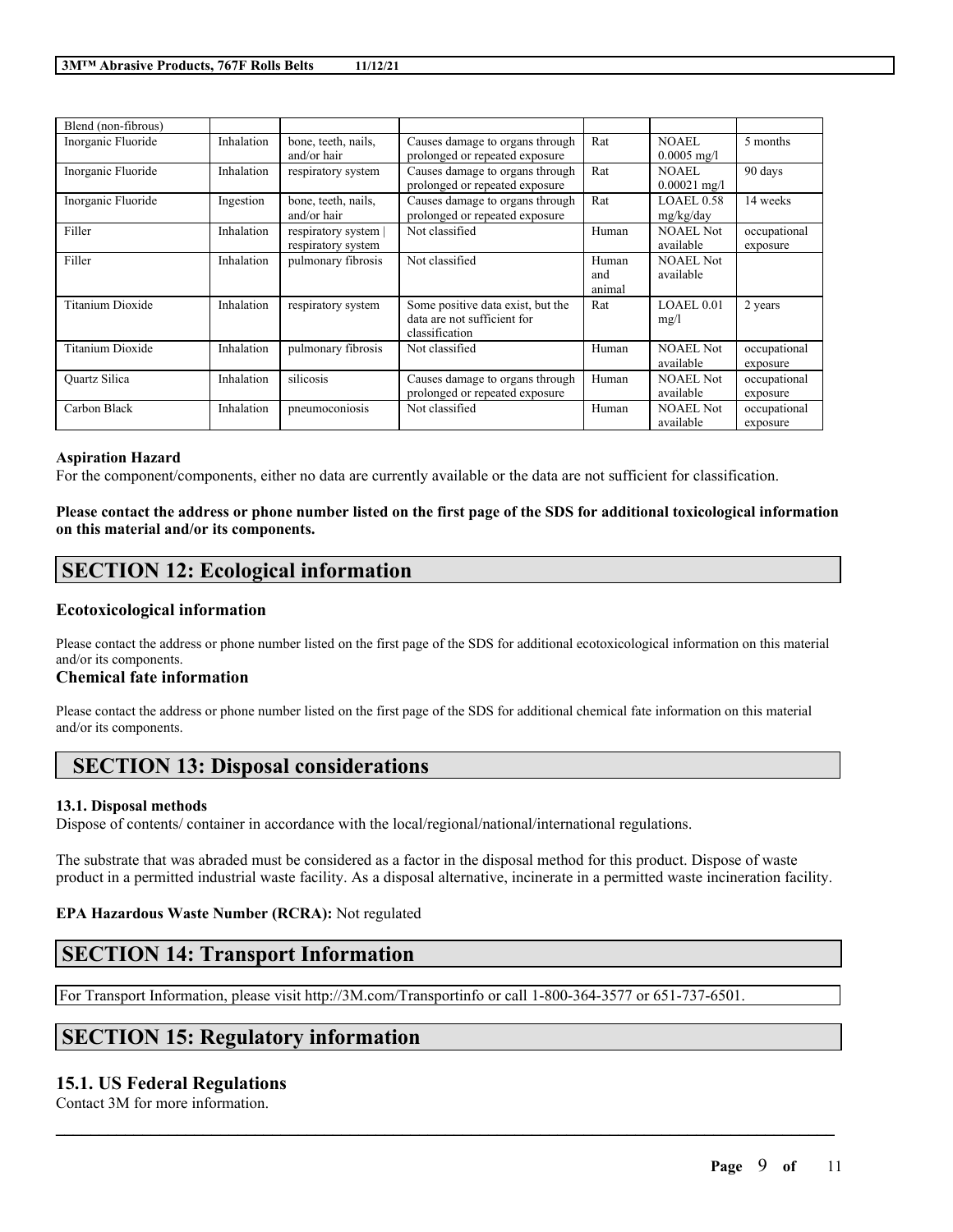| Blend (non-fibrous) | | | | | | |
|---|---|---|---|---|---|---|
| Inorganic Fluoride | Inhalation | bone, teeth, nails, and/or hair | Causes damage to organs through prolonged or repeated exposure | Rat | NOAEL 0.0005 mg/l | 5 months |
| Inorganic Fluoride | Inhalation | respiratory system | Causes damage to organs through prolonged or repeated exposure | Rat | NOAEL 0.00021 mg/l | 90 days |
| Inorganic Fluoride | Ingestion | bone, teeth, nails, and/or hair | Causes damage to organs through prolonged or repeated exposure | Rat | LOAEL 0.58 mg/kg/day | 14 weeks |
| Filler | Inhalation | respiratory system \| respiratory system | Not classified | Human | NOAEL Not available | occupational exposure |
| Filler | Inhalation | pulmonary fibrosis | Not classified | Human and animal | NOAEL Not available | |
| Titanium Dioxide | Inhalation | respiratory system | Some positive data exist, but the data are not sufficient for classification | Rat | LOAEL 0.01 mg/l | 2 years |
| Titanium Dioxide | Inhalation | pulmonary fibrosis | Not classified | Human | NOAEL Not available | occupational exposure |
| Quartz Silica | Inhalation | silicosis | Causes damage to organs through prolonged or repeated exposure | Human | NOAEL Not available | occupational exposure |
| Carbon Black | Inhalation | pneumoconiosis | Not classified | Human | NOAEL Not available | occupational exposure |

**Aspiration Hazard**

For the component/components, either no data are currently available or the data are not sufficient for classification.

**Please contact the address or phone number listed on the first page of the SDS for additional toxicological information on this material and/or its components.**

## SECTION 12: Ecological information

### Ecotoxicological information

Please contact the address or phone number listed on the first page of the SDS for additional ecotoxicological information on this material and/or its components.

### Chemical fate information

Please contact the address or phone number listed on the first page of the SDS for additional chemical fate information on this material and/or its components.

## SECTION 13: Disposal considerations

**13.1. Disposal methods**

Dispose of contents/ container in accordance with the local/regional/national/international regulations.

The substrate that was abraded must be considered as a factor in the disposal method for this product. Dispose of waste product in a permitted industrial waste facility. As a disposal alternative, incinerate in a permitted waste incineration facility.

**EPA Hazardous Waste Number (RCRA):** Not regulated

## SECTION 14: Transport Information

For Transport Information, please visit http://3M.com/Transportinfo or call 1-800-364-3577 or 651-737-6501.

## SECTION 15: Regulatory information

### 15.1. US Federal Regulations

Contact 3M for more information.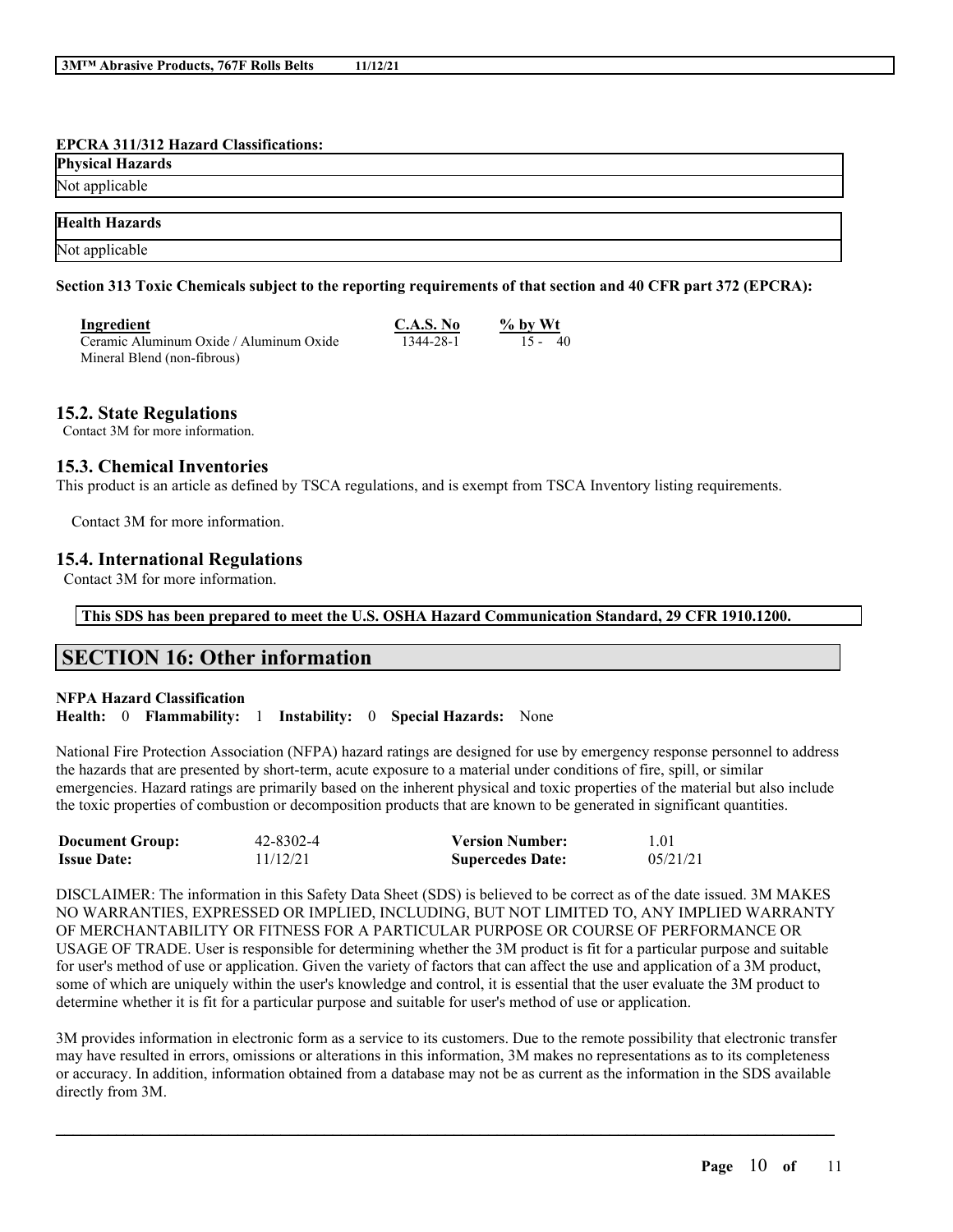**EPCRA 311/312 Hazard Classifications:**

| Physical Hazards |
| --- |
| Not applicable |

| Health Hazards |
| --- |
| Not applicable |

**Section 313 Toxic Chemicals subject to the reporting requirements of that section and 40 CFR part 372 (EPCRA):**

| Ingredient | C.A.S. No | % by Wt |
| --- | --- | --- |
| Ceramic Aluminum Oxide / Aluminum Oxide Mineral Blend (non-fibrous) | 1344-28-1 | 15 - 40 |

## 15.2. State Regulations

Contact 3M for more information.

## 15.3. Chemical Inventories

This product is an article as defined by TSCA regulations, and is exempt from TSCA Inventory listing requirements.

Contact 3M for more information.

## 15.4. International Regulations

Contact 3M for more information.

**This SDS has been prepared to meet the U.S. OSHA Hazard Communication Standard, 29 CFR 1910.1200.**

# SECTION 16: Other information

**NFPA Hazard Classification**

**Health:** 0 **Flammability:** 1 **Instability:** 0 **Special Hazards:** None

National Fire Protection Association (NFPA) hazard ratings are designed for use by emergency response personnel to address the hazards that are presented by short-term, acute exposure to a material under conditions of fire, spill, or similar emergencies. Hazard ratings are primarily based on the inherent physical and toxic properties of the material but also include the toxic properties of combustion or decomposition products that are known to be generated in significant quantities.

| | | | |
| --- | --- | --- | --- |
| **Document Group:** | 42-8302-4 | **Version Number:** | 1.01 |
| **Issue Date:** | 11/12/21 | **Supercedes Date:** | 05/21/21 |

DISCLAIMER: The information in this Safety Data Sheet (SDS) is believed to be correct as of the date issued. 3M MAKES NO WARRANTIES, EXPRESSED OR IMPLIED, INCLUDING, BUT NOT LIMITED TO, ANY IMPLIED WARRANTY OF MERCHANTABILITY OR FITNESS FOR A PARTICULAR PURPOSE OR COURSE OF PERFORMANCE OR USAGE OF TRADE. User is responsible for determining whether the 3M product is fit for a particular purpose and suitable for user's method of use or application. Given the variety of factors that can affect the use and application of a 3M product, some of which are uniquely within the user's knowledge and control, it is essential that the user evaluate the 3M product to determine whether it is fit for a particular purpose and suitable for user's method of use or application.

3M provides information in electronic form as a service to its customers. Due to the remote possibility that electronic transfer may have resulted in errors, omissions or alterations in this information, 3M makes no representations as to its completeness or accuracy. In addition, information obtained from a database may not be as current as the information in the SDS available directly from 3M.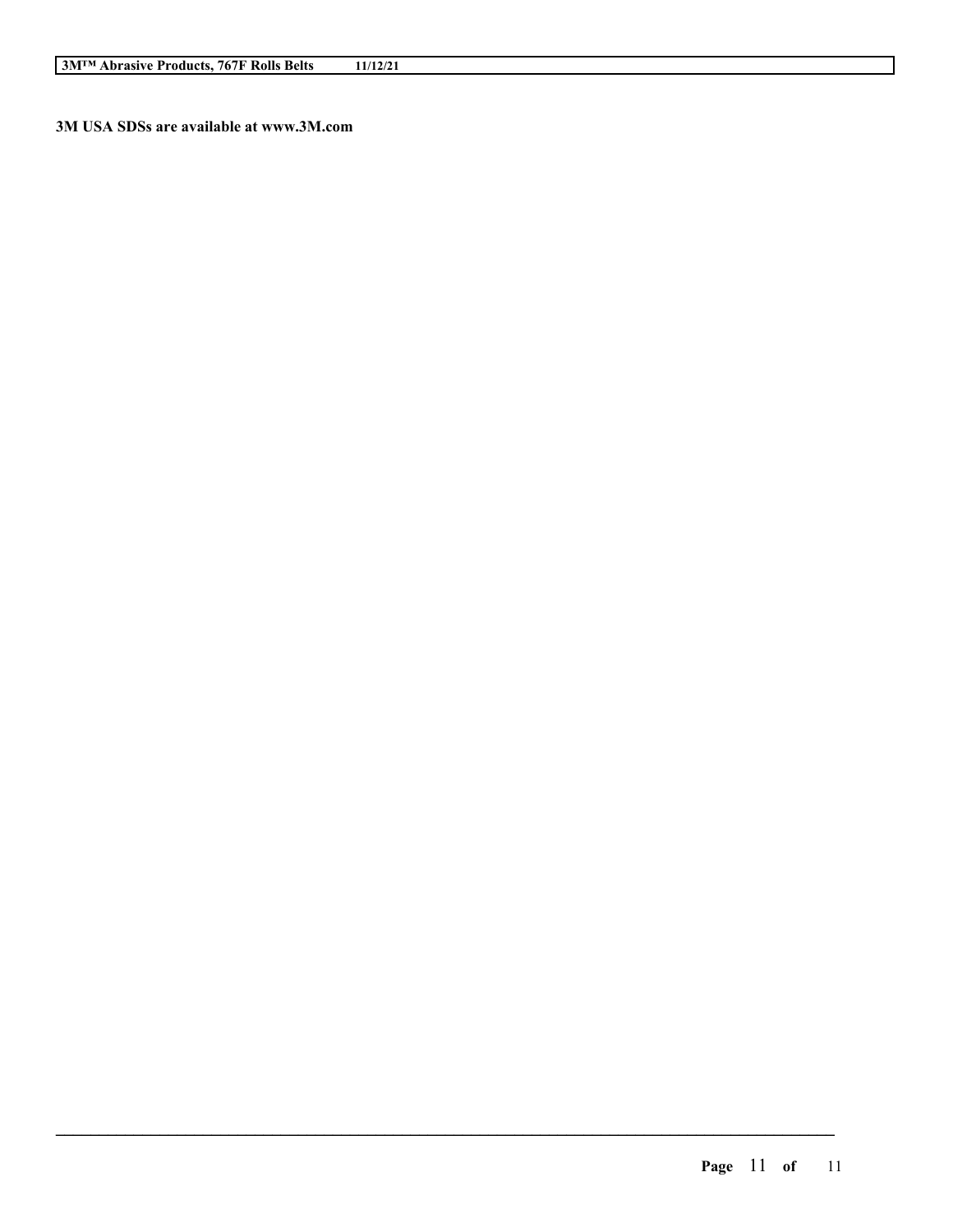**3M USA SDSs are available at www.3M.com**